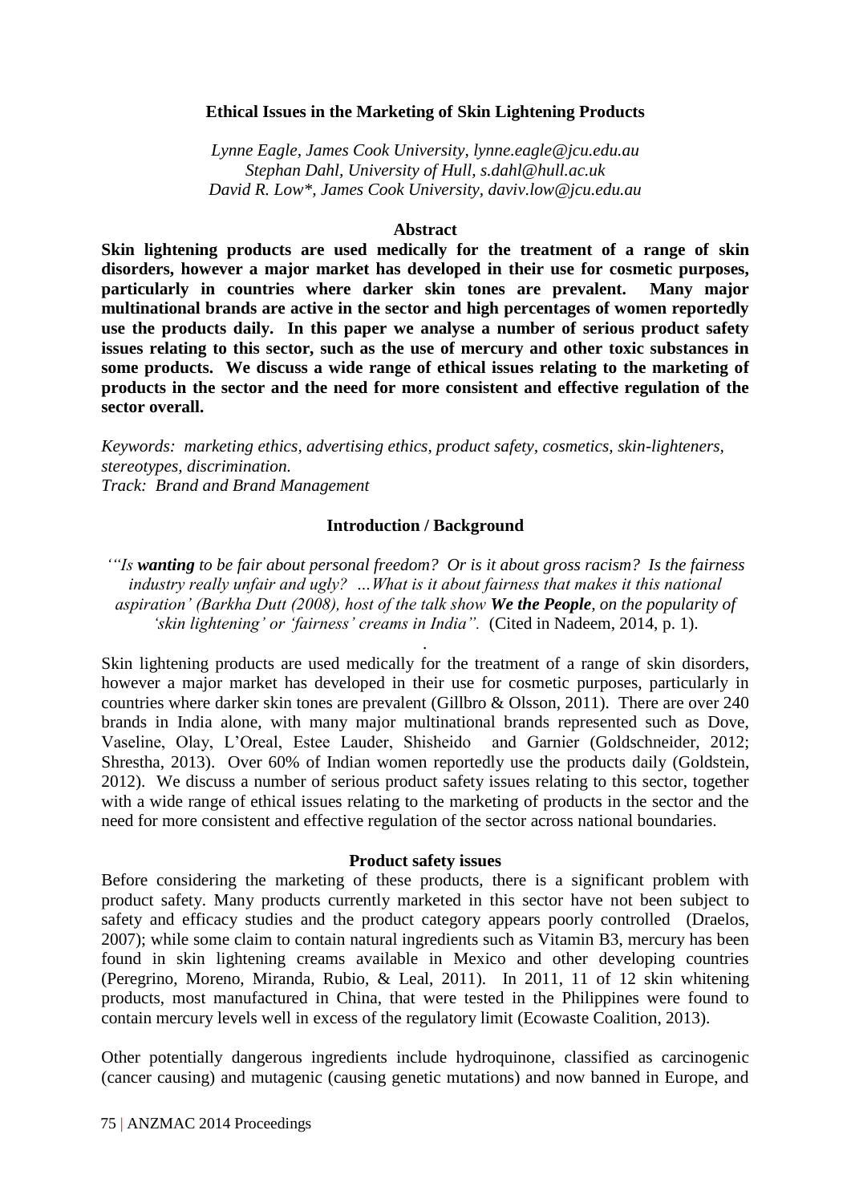# Ethical Issues in the Marketing of Skin Lightening Products

*Lynne Eagle, James Cook University, lynne.eagle@jcu.edu.au*
*Stephan Dahl, University of Hull, s.dahl@hull.ac.uk*
*David R. Low\*, James Cook University, daviv.low@jcu.edu.au*

## Abstract

**Skin lightening products are used medically for the treatment of a range of skin disorders, however a major market has developed in their use for cosmetic purposes, particularly in countries where darker skin tones are prevalent. Many major multinational brands are active in the sector and high percentages of women reportedly use the products daily. In this paper we analyse a number of serious product safety issues relating to this sector, such as the use of mercury and other toxic substances in some products. We discuss a wide range of ethical issues relating to the marketing of products in the sector and the need for more consistent and effective regulation of the sector overall.**

*Keywords: marketing ethics, advertising ethics, product safety, cosmetics, skin-lighteners, stereotypes, discrimination.*
*Track: Brand and Brand Management*

## Introduction / Background

*''Is **wanting** to be fair about personal freedom? Or is it about gross racism? Is the fairness industry really unfair and ugly? …What is it about fairness that makes it this national aspiration' (Barkha Dutt (2008), host of the talk show **We the People**, on the popularity of 'skin lightening' or 'fairness' creams in India".* (Cited in Nadeem, 2014, p. 1).

Skin lightening products are used medically for the treatment of a range of skin disorders, however a major market has developed in their use for cosmetic purposes, particularly in countries where darker skin tones are prevalent (Gillbro & Olsson, 2011). There are over 240 brands in India alone, with many major multinational brands represented such as Dove, Vaseline, Olay, L'Oreal, Estee Lauder, Shisheido and Garnier (Goldschneider, 2012; Shrestha, 2013). Over 60% of Indian women reportedly use the products daily (Goldstein, 2012). We discuss a number of serious product safety issues relating to this sector, together with a wide range of ethical issues relating to the marketing of products in the sector and the need for more consistent and effective regulation of the sector across national boundaries.

## Product safety issues

Before considering the marketing of these products, there is a significant problem with product safety. Many products currently marketed in this sector have not been subject to safety and efficacy studies and the product category appears poorly controlled (Draelos, 2007); while some claim to contain natural ingredients such as Vitamin B3, mercury has been found in skin lightening creams available in Mexico and other developing countries (Peregrino, Moreno, Miranda, Rubio, & Leal, 2011). In 2011, 11 of 12 skin whitening products, most manufactured in China, that were tested in the Philippines were found to contain mercury levels well in excess of the regulatory limit (Ecowaste Coalition, 2013).

Other potentially dangerous ingredients include hydroquinone, classified as carcinogenic (cancer causing) and mutagenic (causing genetic mutations) and now banned in Europe, and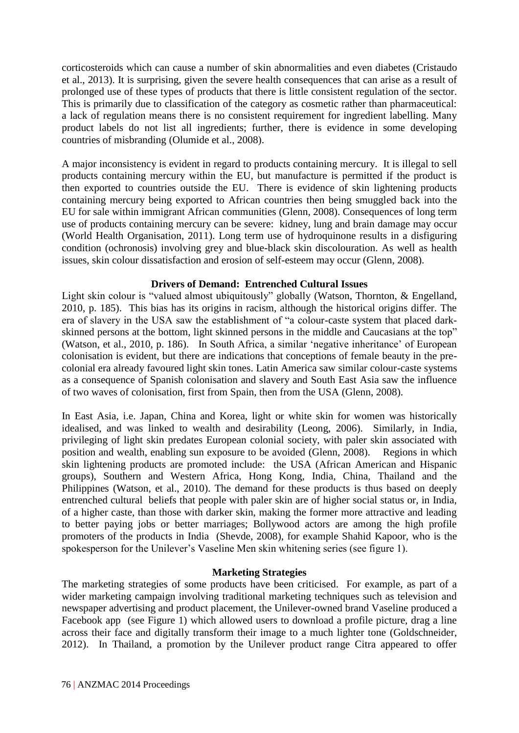corticosteroids which can cause a number of skin abnormalities and even diabetes (Cristaudo et al., 2013). It is surprising, given the severe health consequences that can arise as a result of prolonged use of these types of products that there is little consistent regulation of the sector. This is primarily due to classification of the category as cosmetic rather than pharmaceutical: a lack of regulation means there is no consistent requirement for ingredient labelling. Many product labels do not list all ingredients; further, there is evidence in some developing countries of misbranding (Olumide et al., 2008).

A major inconsistency is evident in regard to products containing mercury. It is illegal to sell products containing mercury within the EU, but manufacture is permitted if the product is then exported to countries outside the EU. There is evidence of skin lightening products containing mercury being exported to African countries then being smuggled back into the EU for sale within immigrant African communities (Glenn, 2008). Consequences of long term use of products containing mercury can be severe: kidney, lung and brain damage may occur (World Health Organisation, 2011). Long term use of hydroquinone results in a disfiguring condition (ochronosis) involving grey and blue-black skin discolouration. As well as health issues, skin colour dissatisfaction and erosion of self-esteem may occur (Glenn, 2008).

## Drivers of Demand: Entrenched Cultural Issues

Light skin colour is "valued almost ubiquitously" globally (Watson, Thornton, & Engelland, 2010, p. 185). This bias has its origins in racism, although the historical origins differ. The era of slavery in the USA saw the establishment of "a colour-caste system that placed dark-skinned persons at the bottom, light skinned persons in the middle and Caucasians at the top" (Watson, et al., 2010, p. 186). In South Africa, a similar 'negative inheritance' of European colonisation is evident, but there are indications that conceptions of female beauty in the pre-colonial era already favoured light skin tones. Latin America saw similar colour-caste systems as a consequence of Spanish colonisation and slavery and South East Asia saw the influence of two waves of colonisation, first from Spain, then from the USA (Glenn, 2008).

In East Asia, i.e. Japan, China and Korea, light or white skin for women was historically idealised, and was linked to wealth and desirability (Leong, 2006). Similarly, in India, privileging of light skin predates European colonial society, with paler skin associated with position and wealth, enabling sun exposure to be avoided (Glenn, 2008). Regions in which skin lightening products are promoted include: the USA (African American and Hispanic groups), Southern and Western Africa, Hong Kong, India, China, Thailand and the Philippines (Watson, et al., 2010). The demand for these products is thus based on deeply entrenched cultural beliefs that people with paler skin are of higher social status or, in India, of a higher caste, than those with darker skin, making the former more attractive and leading to better paying jobs or better marriages; Bollywood actors are among the high profile promoters of the products in India (Shevde, 2008), for example Shahid Kapoor, who is the spokesperson for the Unilever's Vaseline Men skin whitening series (see figure 1).

## Marketing Strategies

The marketing strategies of some products have been criticised. For example, as part of a wider marketing campaign involving traditional marketing techniques such as television and newspaper advertising and product placement, the Unilever-owned brand Vaseline produced a Facebook app (see Figure 1) which allowed users to download a profile picture, drag a line across their face and digitally transform their image to a much lighter tone (Goldschneider, 2012). In Thailand, a promotion by the Unilever product range Citra appeared to offer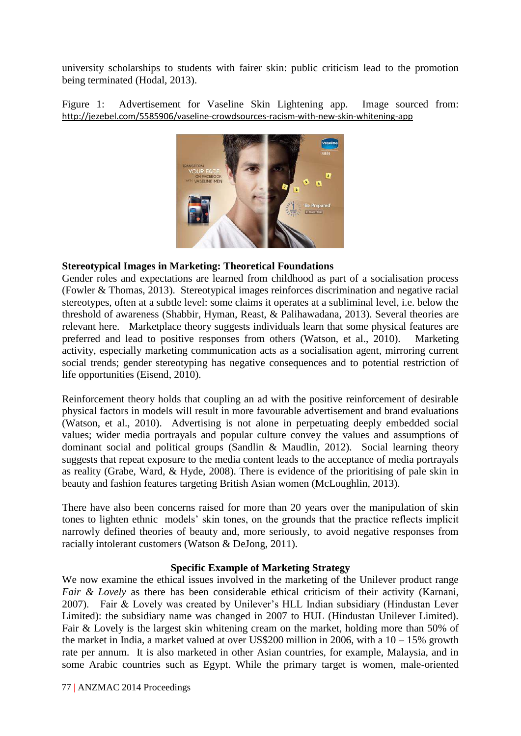university scholarships to students with fairer skin: public criticism lead to the promotion being terminated (Hodal, 2013).

Figure 1: Advertisement for Vaseline Skin Lightening app. Image sourced from: http://jezebel.com/5585906/vaseline-crowdsources-racism-with-new-skin-whitening-app

**Stereotypical Images in Marketing: Theoretical Foundations**

Gender roles and expectations are learned from childhood as part of a socialisation process (Fowler & Thomas, 2013). Stereotypical images reinforces discrimination and negative racial stereotypes, often at a subtle level: some claims it operates at a subliminal level, i.e. below the threshold of awareness (Shabbir, Hyman, Reast, & Palihawadana, 2013). Several theories are relevant here. Marketplace theory suggests individuals learn that some physical features are preferred and lead to positive responses from others (Watson, et al., 2010). Marketing activity, especially marketing communication acts as a socialisation agent, mirroring current social trends; gender stereotyping has negative consequences and to potential restriction of life opportunities (Eisend, 2010).

Reinforcement theory holds that coupling an ad with the positive reinforcement of desirable physical factors in models will result in more favourable advertisement and brand evaluations (Watson, et al., 2010). Advertising is not alone in perpetuating deeply embedded social values; wider media portrayals and popular culture convey the values and assumptions of dominant social and political groups (Sandlin & Maudlin, 2012). Social learning theory suggests that repeat exposure to the media content leads to the acceptance of media portrayals as reality (Grabe, Ward, & Hyde, 2008). There is evidence of the prioritising of pale skin in beauty and fashion features targeting British Asian women (McLoughlin, 2013).

There have also been concerns raised for more than 20 years over the manipulation of skin tones to lighten ethnic models' skin tones, on the grounds that the practice reflects implicit narrowly defined theories of beauty and, more seriously, to avoid negative responses from racially intolerant customers (Watson & DeJong, 2011).

**Specific Example of Marketing Strategy**

We now examine the ethical issues involved in the marketing of the Unilever product range *Fair & Lovely* as there has been considerable ethical criticism of their activity (Karnani, 2007). Fair & Lovely was created by Unilever's HLL Indian subsidiary (Hindustan Lever Limited): the subsidiary name was changed in 2007 to HUL (Hindustan Unilever Limited). Fair & Lovely is the largest skin whitening cream on the market, holding more than 50% of the market in India, a market valued at over US$200 million in 2006, with a 10 – 15% growth rate per annum. It is also marketed in other Asian countries, for example, Malaysia, and in some Arabic countries such as Egypt. While the primary target is women, male-oriented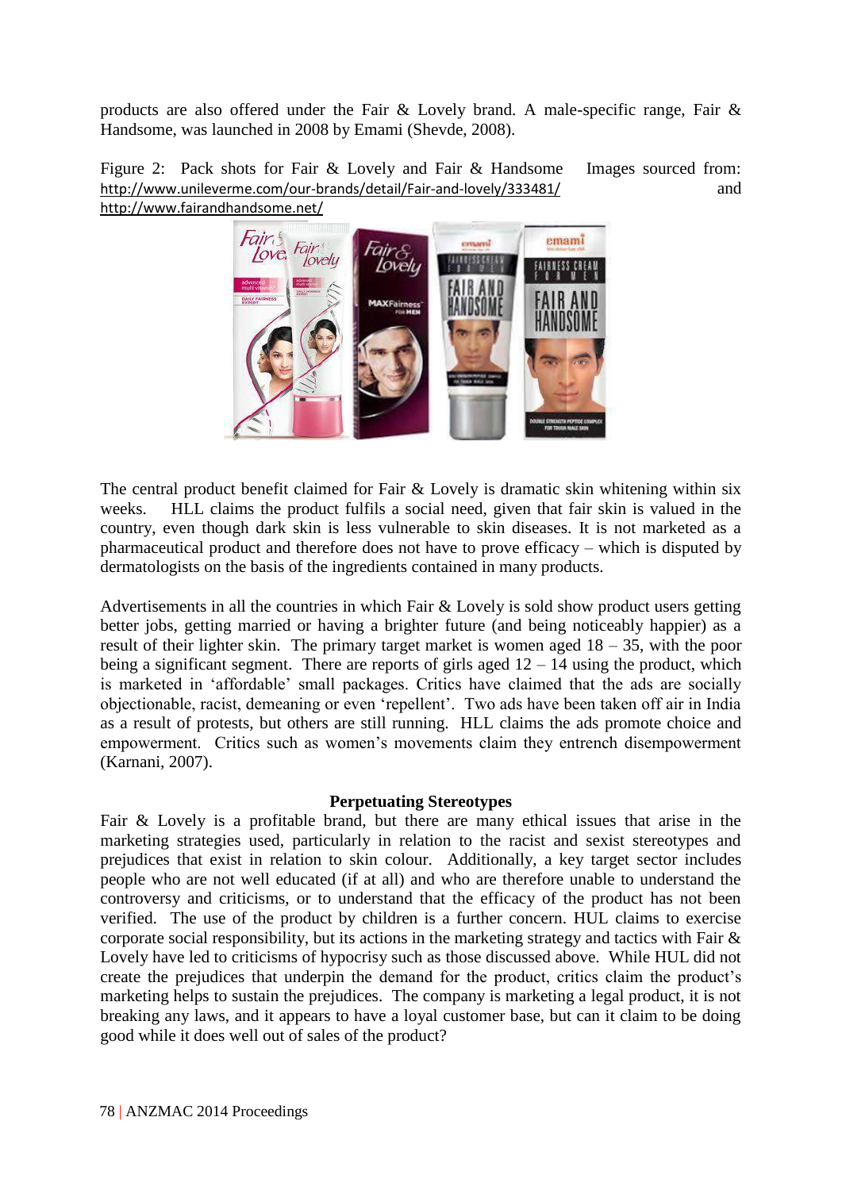products are also offered under the Fair & Lovely brand. A male-specific range, Fair & Handsome, was launched in 2008 by Emami (Shevde, 2008).

Figure 2: Pack shots for Fair & Lovely and Fair & Handsome Images sourced from: http://www.unileverme.com/our-brands/detail/Fair-and-lovely/333481/ and http://www.fairandhandsome.net/

The central product benefit claimed for Fair & Lovely is dramatic skin whitening within six weeks. HLL claims the product fulfils a social need, given that fair skin is valued in the country, even though dark skin is less vulnerable to skin diseases. It is not marketed as a pharmaceutical product and therefore does not have to prove efficacy – which is disputed by dermatologists on the basis of the ingredients contained in many products.

Advertisements in all the countries in which Fair & Lovely is sold show product users getting better jobs, getting married or having a brighter future (and being noticeably happier) as a result of their lighter skin. The primary target market is women aged 18 – 35, with the poor being a significant segment. There are reports of girls aged 12 – 14 using the product, which is marketed in 'affordable' small packages. Critics have claimed that the ads are socially objectionable, racist, demeaning or even 'repellent'. Two ads have been taken off air in India as a result of protests, but others are still running. HLL claims the ads promote choice and empowerment. Critics such as women's movements claim they entrench disempowerment (Karnani, 2007).

### Perpetuating Stereotypes

Fair & Lovely is a profitable brand, but there are many ethical issues that arise in the marketing strategies used, particularly in relation to the racist and sexist stereotypes and prejudices that exist in relation to skin colour. Additionally, a key target sector includes people who are not well educated (if at all) and who are therefore unable to understand the controversy and criticisms, or to understand that the efficacy of the product has not been verified. The use of the product by children is a further concern. HUL claims to exercise corporate social responsibility, but its actions in the marketing strategy and tactics with Fair & Lovely have led to criticisms of hypocrisy such as those discussed above. While HUL did not create the prejudices that underpin the demand for the product, critics claim the product's marketing helps to sustain the prejudices. The company is marketing a legal product, it is not breaking any laws, and it appears to have a loyal customer base, but can it claim to be doing good while it does well out of sales of the product?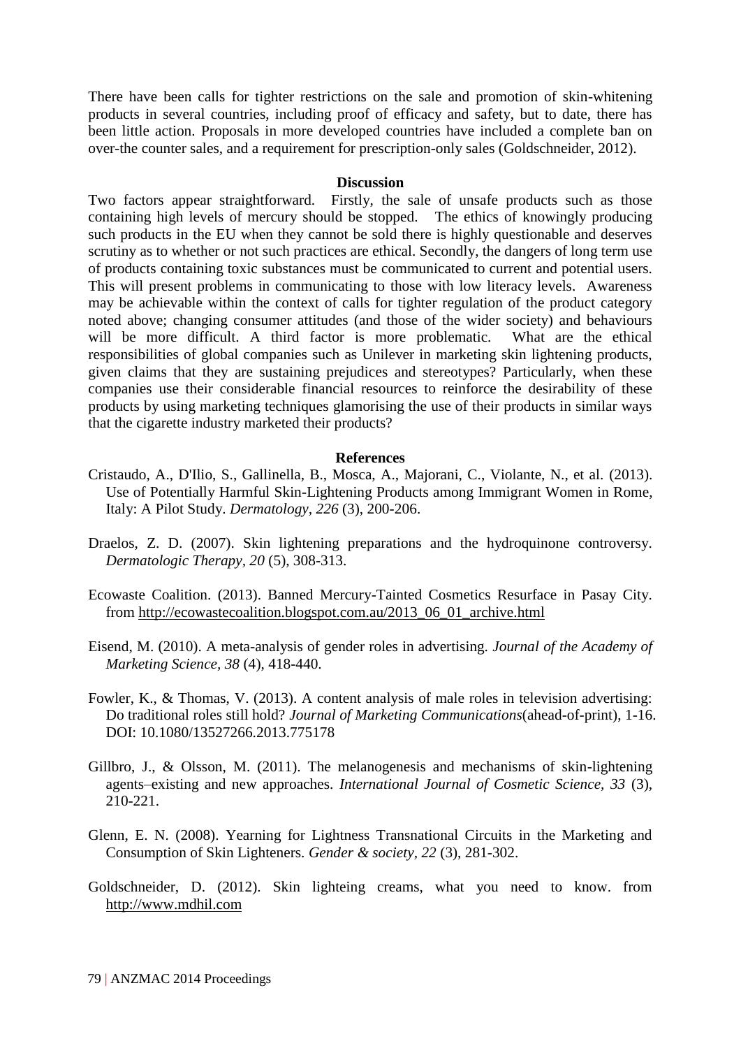There have been calls for tighter restrictions on the sale and promotion of skin-whitening products in several countries, including proof of efficacy and safety, but to date, there has been little action. Proposals in more developed countries have included a complete ban on over-the counter sales, and a requirement for prescription-only sales (Goldschneider, 2012).

## Discussion

Two factors appear straightforward. Firstly, the sale of unsafe products such as those containing high levels of mercury should be stopped. The ethics of knowingly producing such products in the EU when they cannot be sold there is highly questionable and deserves scrutiny as to whether or not such practices are ethical. Secondly, the dangers of long term use of products containing toxic substances must be communicated to current and potential users. This will present problems in communicating to those with low literacy levels. Awareness may be achievable within the context of calls for tighter regulation of the product category noted above; changing consumer attitudes (and those of the wider society) and behaviours will be more difficult. A third factor is more problematic. What are the ethical responsibilities of global companies such as Unilever in marketing skin lightening products, given claims that they are sustaining prejudices and stereotypes? Particularly, when these companies use their considerable financial resources to reinforce the desirability of these products by using marketing techniques glamorising the use of their products in similar ways that the cigarette industry marketed their products?

## References

Cristaudo, A., D'Ilio, S., Gallinella, B., Mosca, A., Majorani, C., Violante, N., et al. (2013). Use of Potentially Harmful Skin-Lightening Products among Immigrant Women in Rome, Italy: A Pilot Study. *Dermatology, 226* (3), 200-206.

Draelos, Z. D. (2007). Skin lightening preparations and the hydroquinone controversy. *Dermatologic Therapy, 20* (5), 308-313.

Ecowaste Coalition. (2013). Banned Mercury-Tainted Cosmetics Resurface in Pasay City. from http://ecowastecoalition.blogspot.com.au/2013_06_01_archive.html

Eisend, M. (2010). A meta-analysis of gender roles in advertising. *Journal of the Academy of Marketing Science, 38* (4), 418-440.

Fowler, K., & Thomas, V. (2013). A content analysis of male roles in television advertising: Do traditional roles still hold? *Journal of Marketing Communications*(ahead-of-print), 1-16. DOI: 10.1080/13527266.2013.775178

Gillbro, J., & Olsson, M. (2011). The melanogenesis and mechanisms of skin-lightening agents–existing and new approaches. *International Journal of Cosmetic Science, 33* (3), 210-221.

Glenn, E. N. (2008). Yearning for Lightness Transnational Circuits in the Marketing and Consumption of Skin Lighteners. *Gender & society, 22* (3), 281-302.

Goldschneider, D. (2012). Skin lighteing creams, what you need to know. from http://www.mdhil.com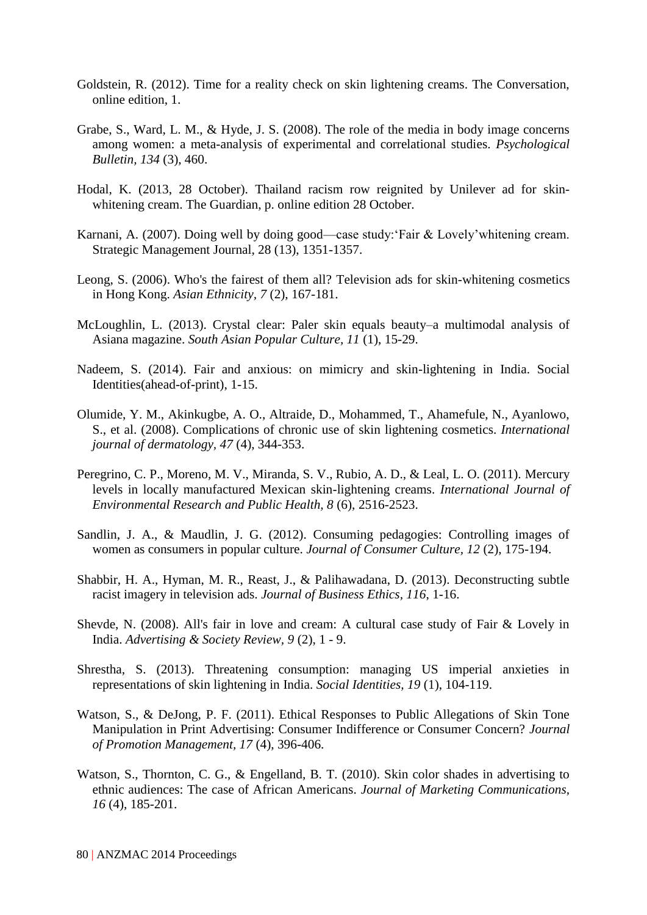Goldstein, R. (2012). Time for a reality check on skin lightening creams. The Conversation, online edition, 1.

Grabe, S., Ward, L. M., & Hyde, J. S. (2008). The role of the media in body image concerns among women: a meta-analysis of experimental and correlational studies. *Psychological Bulletin, 134* (3), 460.

Hodal, K. (2013, 28 October). Thailand racism row reignited by Unilever ad for skin-whitening cream. The Guardian, p. online edition 28 October.

Karnani, A. (2007). Doing well by doing good—case study:'Fair & Lovely'whitening cream. Strategic Management Journal, 28 (13), 1351-1357.

Leong, S. (2006). Who's the fairest of them all? Television ads for skin-whitening cosmetics in Hong Kong. *Asian Ethnicity, 7* (2), 167-181.

McLoughlin, L. (2013). Crystal clear: Paler skin equals beauty–a multimodal analysis of Asiana magazine. *South Asian Popular Culture, 11* (1), 15-29.

Nadeem, S. (2014). Fair and anxious: on mimicry and skin-lightening in India. Social Identities(ahead-of-print), 1-15.

Olumide, Y. M., Akinkugbe, A. O., Altraide, D., Mohammed, T., Ahamefule, N., Ayanlowo, S., et al. (2008). Complications of chronic use of skin lightening cosmetics. *International journal of dermatology, 47* (4), 344-353.

Peregrino, C. P., Moreno, M. V., Miranda, S. V., Rubio, A. D., & Leal, L. O. (2011). Mercury levels in locally manufactured Mexican skin-lightening creams. *International Journal of Environmental Research and Public Health, 8* (6), 2516-2523.

Sandlin, J. A., & Maudlin, J. G. (2012). Consuming pedagogies: Controlling images of women as consumers in popular culture. *Journal of Consumer Culture, 12* (2), 175-194.

Shabbir, H. A., Hyman, M. R., Reast, J., & Palihawadana, D. (2013). Deconstructing subtle racist imagery in television ads. *Journal of Business Ethics, 116*, 1-16.

Shevde, N. (2008). All's fair in love and cream: A cultural case study of Fair & Lovely in India. *Advertising & Society Review, 9* (2), 1 - 9.

Shrestha, S. (2013). Threatening consumption: managing US imperial anxieties in representations of skin lightening in India. *Social Identities, 19* (1), 104-119.

Watson, S., & DeJong, P. F. (2011). Ethical Responses to Public Allegations of Skin Tone Manipulation in Print Advertising: Consumer Indifference or Consumer Concern? *Journal of Promotion Management, 17* (4), 396-406.

Watson, S., Thornton, C. G., & Engelland, B. T. (2010). Skin color shades in advertising to ethnic audiences: The case of African Americans. *Journal of Marketing Communications, 16* (4), 185-201.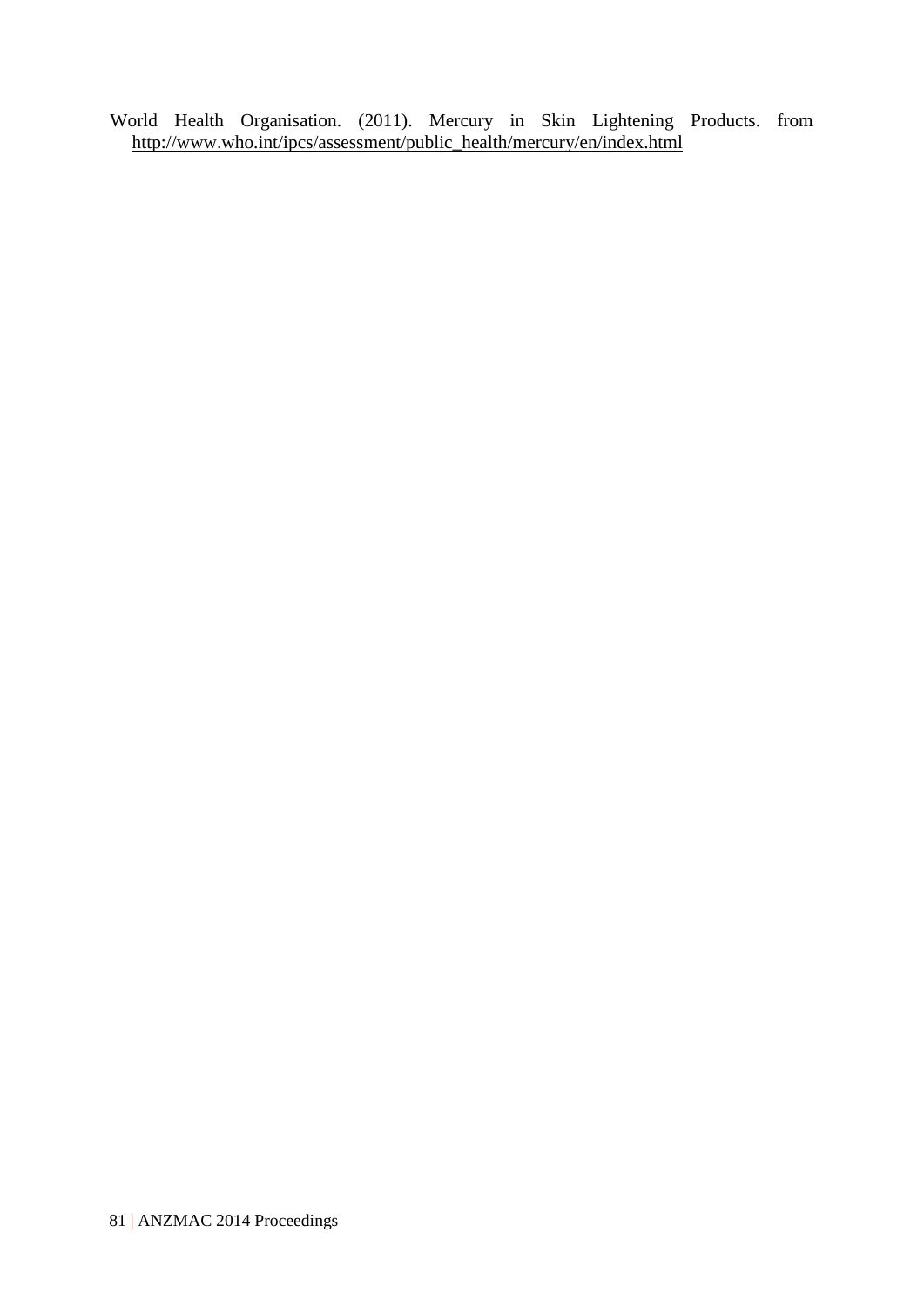World Health Organisation. (2011). Mercury in Skin Lightening Products. from http://www.who.int/ipcs/assessment/public_health/mercury/en/index.html